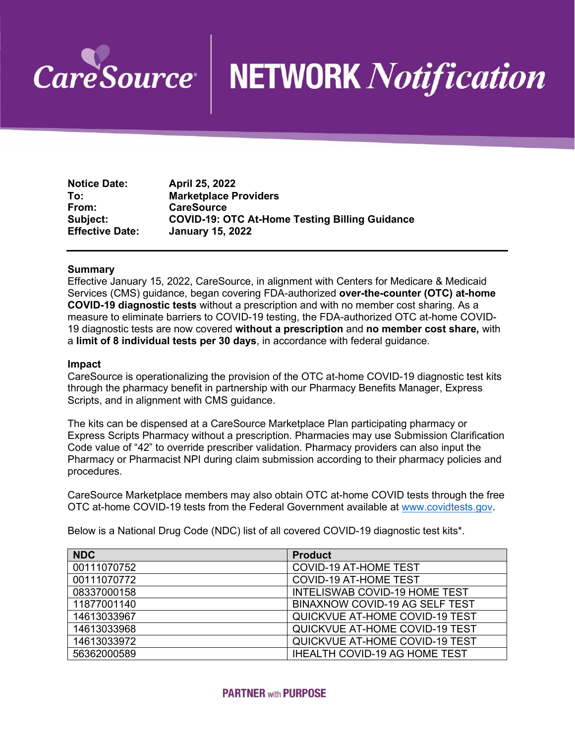# CareSource NETWORK *Notification*

| | |
|---|---|
| **Notice Date:** | **April 25, 2022** |
| **To:** | **Marketplace Providers** |
| **From:** | **CareSource** |
| **Subject:** | **COVID-19: OTC At-Home Testing Billing Guidance** |
| **Effective Date:** | **January 15, 2022** |

---

**Summary**

Effective January 15, 2022, CareSource, in alignment with Centers for Medicare & Medicaid Services (CMS) guidance, began covering FDA-authorized **over-the-counter (OTC) at-home COVID-19 diagnostic tests** without a prescription and with no member cost sharing. As a measure to eliminate barriers to COVID-19 testing, the FDA-authorized OTC at-home COVID-19 diagnostic tests are now covered **without a prescription** and **no member cost share,** with a **limit of 8 individual tests per 30 days**, in accordance with federal guidance.

**Impact**

CareSource is operationalizing the provision of the OTC at-home COVID-19 diagnostic test kits through the pharmacy benefit in partnership with our Pharmacy Benefits Manager, Express Scripts, and in alignment with CMS guidance.

The kits can be dispensed at a CareSource Marketplace Plan participating pharmacy or Express Scripts Pharmacy without a prescription. Pharmacies may use Submission Clarification Code value of "42" to override prescriber validation. Pharmacy providers can also input the Pharmacy or Pharmacist NPI during claim submission according to their pharmacy policies and procedures.

CareSource Marketplace members may also obtain OTC at-home COVID tests through the free OTC at-home COVID-19 tests from the Federal Government available at [www.covidtests.gov](www.covidtests.gov).

Below is a National Drug Code (NDC) list of all covered COVID-19 diagnostic test kits*.

| NDC | Product |
|---|---|
| 00111070752 | COVID-19 AT-HOME TEST |
| 00111070772 | COVID-19 AT-HOME TEST |
| 08337000158 | INTELISWAB COVID-19 HOME TEST |
| 11877001140 | BINAXNOW COVID-19 AG SELF TEST |
| 14613033967 | QUICKVUE AT-HOME COVID-19 TEST |
| 14613033968 | QUICKVUE AT-HOME COVID-19 TEST |
| 14613033972 | QUICKVUE AT-HOME COVID-19 TEST |
| 56362000589 | IHEALTH COVID-19 AG HOME TEST |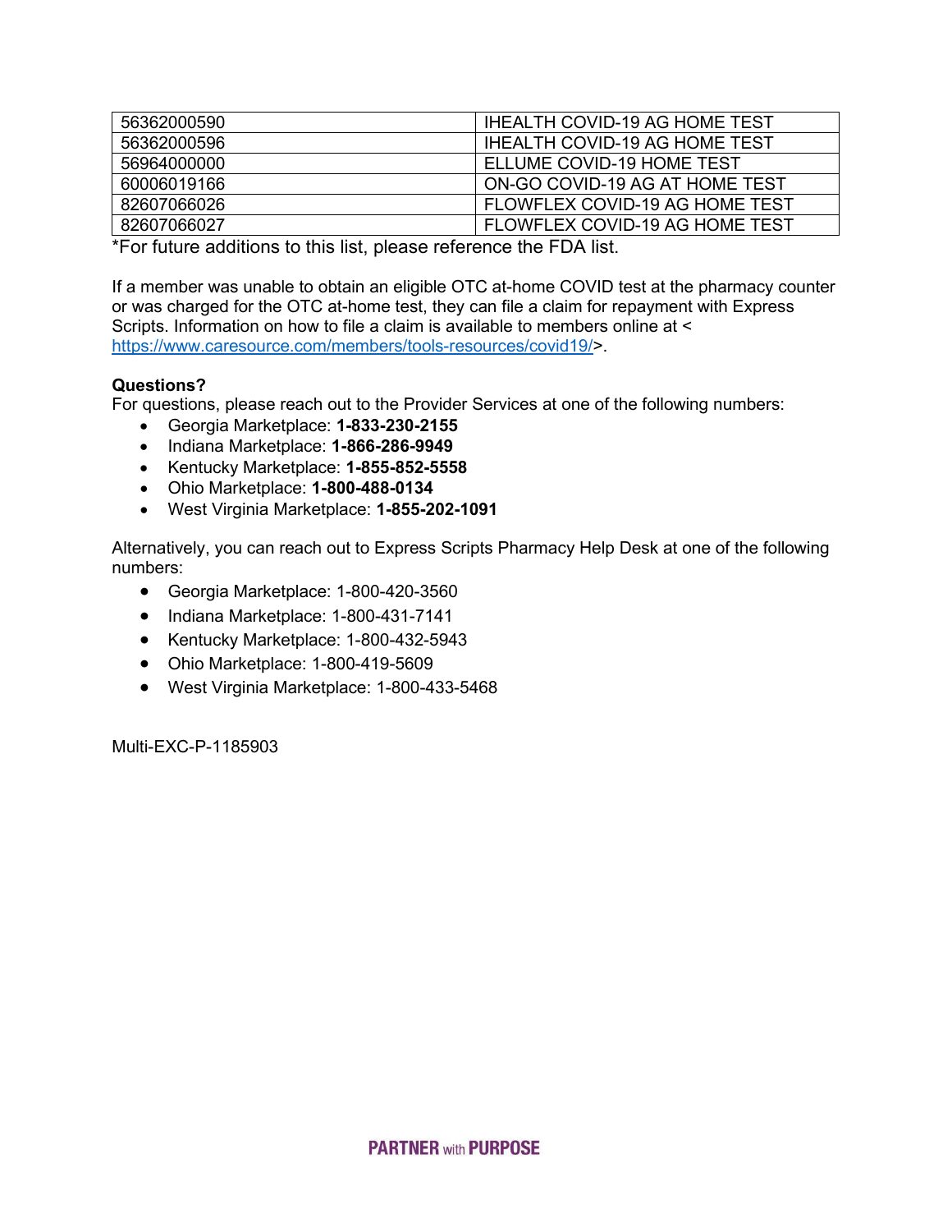| | |
|---|---|
| 56362000590 | IHEALTH COVID-19 AG HOME TEST |
| 56362000596 | IHEALTH COVID-19 AG HOME TEST |
| 56964000000 | ELLUME COVID-19 HOME TEST |
| 60006019166 | ON-GO COVID-19 AG AT HOME TEST |
| 82607066026 | FLOWFLEX COVID-19 AG HOME TEST |
| 82607066027 | FLOWFLEX COVID-19 AG HOME TEST |

*For future additions to this list, please reference the FDA list.

If a member was unable to obtain an eligible OTC at-home COVID test at the pharmacy counter or was charged for the OTC at-home test, they can file a claim for repayment with Express Scripts. Information on how to file a claim is available to members online at <https://www.caresource.com/members/tools-resources/covid19/>.

**Questions?**
For questions, please reach out to the Provider Services at one of the following numbers:

- Georgia Marketplace: **1-833-230-2155**
- Indiana Marketplace: **1-866-286-9949**
- Kentucky Marketplace: **1-855-852-5558**
- Ohio Marketplace: **1-800-488-0134**
- West Virginia Marketplace: **1-855-202-1091**

Alternatively, you can reach out to Express Scripts Pharmacy Help Desk at one of the following numbers:

- Georgia Marketplace: 1-800-420-3560
- Indiana Marketplace: 1-800-431-7141
- Kentucky Marketplace: 1-800-432-5943
- Ohio Marketplace: 1-800-419-5609
- West Virginia Marketplace: 1-800-433-5468

Multi-EXC-P-1185903

PARTNER with PURPOSE